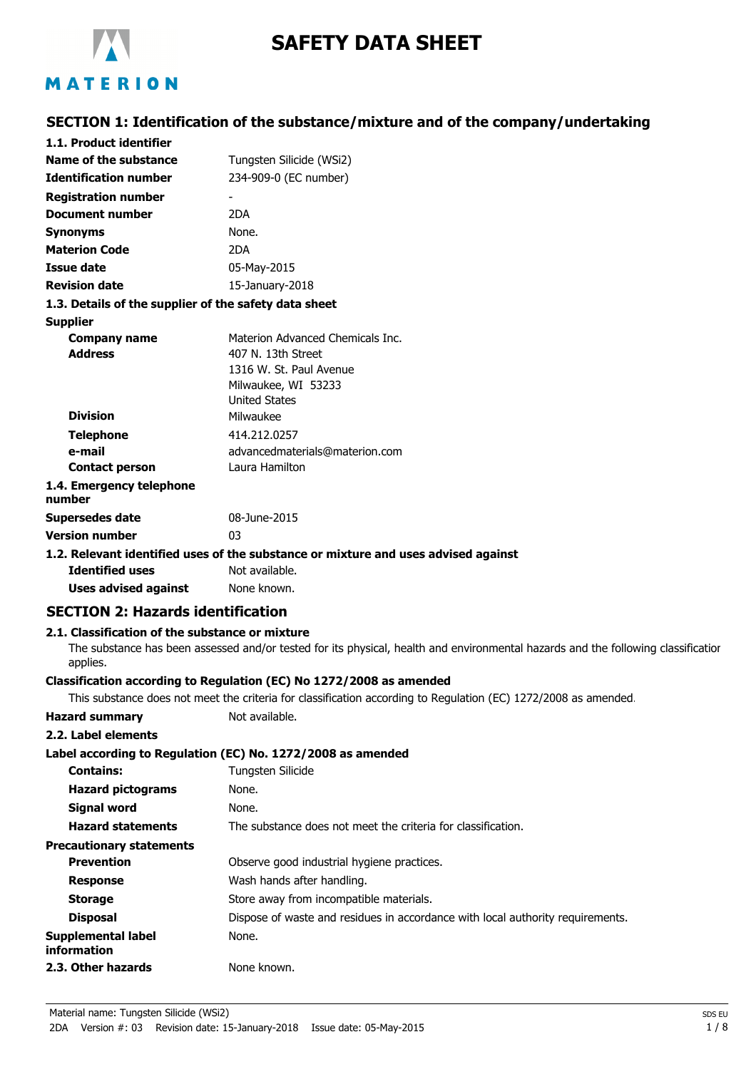# SAFETY DATA SHEET

## SECTION 1: Identification of the substance/mixture and of the company/undertaking

### 1.1. Product identifier

| | |
|---|---|
| **Name of the substance** | Tungsten Silicide (WSi2) |
| **Identification number** | 234-909-0 (EC number) |
| **Registration number** | - |
| **Document number** | 2DA |
| **Synonyms** | None. |
| **Materion Code** | 2DA |
| **Issue date** | 05-May-2015 |
| **Revision date** | 15-January-2018 |

### 1.3. Details of the supplier of the safety data sheet

**Supplier**

| | |
|---|---|
| **Company name** | Materion Advanced Chemicals Inc. |
| **Address** | 407 N. 13th Street<br>1316 W. St. Paul Avenue<br>Milwaukee, WI 53233<br>United States |
| **Division** | Milwaukee |
| **Telephone** | 414.212.0257 |
| **e-mail** | advancedmaterials@materion.com |
| **Contact person** | Laura Hamilton |

### 1.4. Emergency telephone number

| | |
|---|---|
| **Supersedes date** | 08-June-2015 |
| **Version number** | 03 |

### 1.2. Relevant identified uses of the substance or mixture and uses advised against

| | |
|---|---|
| **Identified uses** | Not available. |
| **Uses advised against** | None known. |

## SECTION 2: Hazards identification

### 2.1. Classification of the substance or mixture

The substance has been assessed and/or tested for its physical, health and environmental hazards and the following classification applies.

**Classification according to Regulation (EC) No 1272/2008 as amended**

This substance does not meet the criteria for classification according to Regulation (EC) 1272/2008 as amended.

**Hazard summary** Not available.

### 2.2. Label elements

**Label according to Regulation (EC) No. 1272/2008 as amended**

| | |
|---|---|
| **Contains:** | Tungsten Silicide |
| **Hazard pictograms** | None. |
| **Signal word** | None. |
| **Hazard statements** | The substance does not meet the criteria for classification. |

**Precautionary statements**

| | |
|---|---|
| **Prevention** | Observe good industrial hygiene practices. |
| **Response** | Wash hands after handling. |
| **Storage** | Store away from incompatible materials. |
| **Disposal** | Dispose of waste and residues in accordance with local authority requirements. |
| **Supplemental label information** | None. |

### 2.3. Other hazards

None known.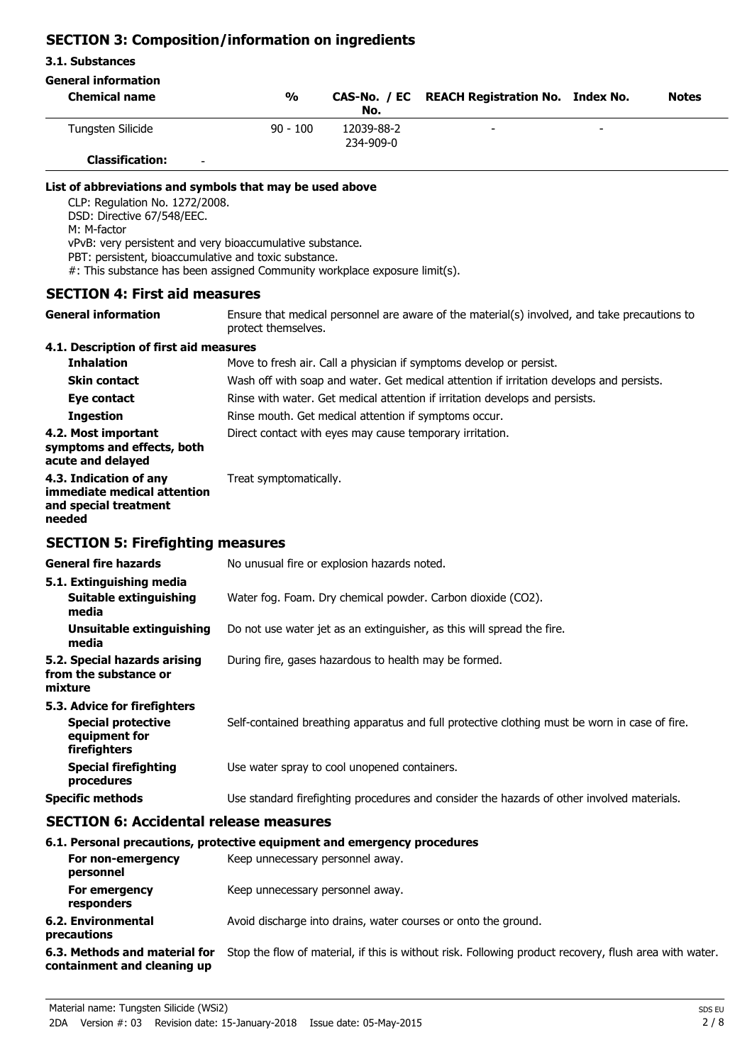## SECTION 3: Composition/information on ingredients

### 3.1. Substances

**General information**

| Chemical name | % | CAS-No. / EC No. | REACH Registration No. | Index No. | Notes |
|---|---|---|---|---|---|
| Tungsten Silicide | 90 - 100 | 12039-88-2<br>234-909-0 | - | - | |
| **Classification:** - | | | | | |

**List of abbreviations and symbols that may be used above**

CLP: Regulation No. 1272/2008.
DSD: Directive 67/548/EEC.
M: M-factor
vPvB: very persistent and very bioaccumulative substance.
PBT: persistent, bioaccumulative and toxic substance.
#: This substance has been assigned Community workplace exposure limit(s).

## SECTION 4: First aid measures

**General information** Ensure that medical personnel are aware of the material(s) involved, and take precautions to protect themselves.

### 4.1. Description of first aid measures

**Inhalation** Move to fresh air. Call a physician if symptoms develop or persist.

**Skin contact** Wash off with soap and water. Get medical attention if irritation develops and persists.

**Eye contact** Rinse with water. Get medical attention if irritation develops and persists.

**Ingestion** Rinse mouth. Get medical attention if symptoms occur.

**4.2. Most important symptoms and effects, both acute and delayed** Direct contact with eyes may cause temporary irritation.

**4.3. Indication of any immediate medical attention and special treatment needed** Treat symptomatically.

## SECTION 5: Firefighting measures

**General fire hazards** No unusual fire or explosion hazards noted.

### 5.1. Extinguishing media

**Suitable extinguishing media** Water fog. Foam. Dry chemical powder. Carbon dioxide ($CO_2$).

**Unsuitable extinguishing media** Do not use water jet as an extinguisher, as this will spread the fire.

**5.2. Special hazards arising from the substance or mixture** During fire, gases hazardous to health may be formed.

### 5.3. Advice for firefighters

**Special protective equipment for firefighters** Self-contained breathing apparatus and full protective clothing must be worn in case of fire.

**Special firefighting procedures** Use water spray to cool unopened containers.

**Specific methods** Use standard firefighting procedures and consider the hazards of other involved materials.

## SECTION 6: Accidental release measures

### 6.1. Personal precautions, protective equipment and emergency procedures

**For non-emergency personnel** Keep unnecessary personnel away.

**For emergency responders** Keep unnecessary personnel away.

**6.2. Environmental precautions** Avoid discharge into drains, water courses or onto the ground.

**6.3. Methods and material for containment and cleaning up** Stop the flow of material, if this is without risk. Following product recovery, flush area with water.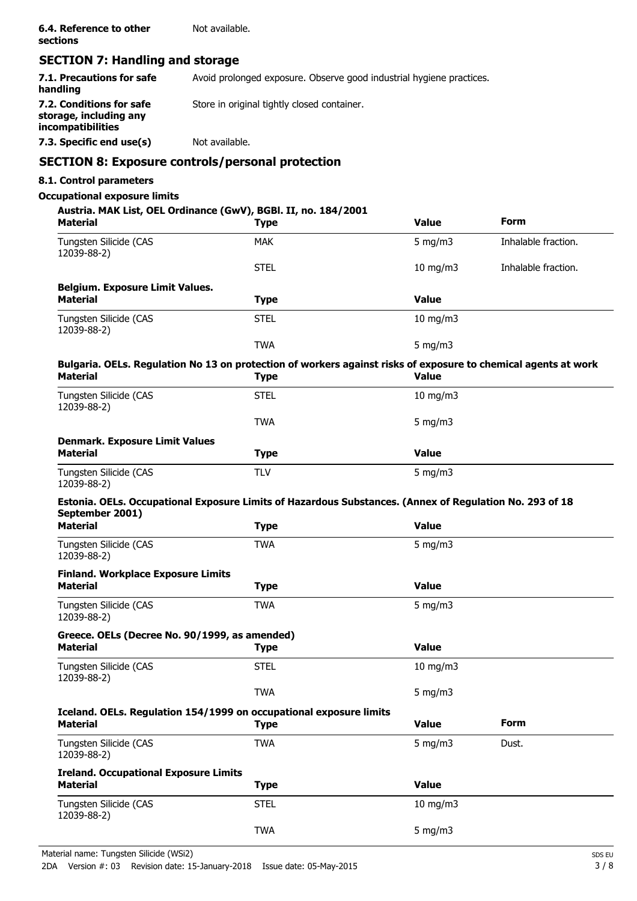**6.4. Reference to other sections** Not available.

## SECTION 7: Handling and storage

**7.1. Precautions for safe handling** Avoid prolonged exposure. Observe good industrial hygiene practices.

**7.2. Conditions for safe storage, including any incompatibilities** Store in original tightly closed container.

**7.3. Specific end use(s)** Not available.

## SECTION 8: Exposure controls/personal protection

### 8.1. Control parameters

**Occupational exposure limits**

**Austria. MAK List, OEL Ordinance (GwV), BGBl. II, no. 184/2001**

| Material | Type | Value | Form |
|---|---|---|---|
| Tungsten Silicide (CAS 12039-88-2) | MAK | 5 mg/m3 | Inhalable fraction. |
| | STEL | 10 mg/m3 | Inhalable fraction. |

**Belgium. Exposure Limit Values.**

| Material | Type | Value |
|---|---|---|
| Tungsten Silicide (CAS 12039-88-2) | STEL | 10 mg/m3 |
| | TWA | 5 mg/m3 |

**Bulgaria. OELs. Regulation No 13 on protection of workers against risks of exposure to chemical agents at work**

| Material | Type | Value |
|---|---|---|
| Tungsten Silicide (CAS 12039-88-2) | STEL | 10 mg/m3 |
| | TWA | 5 mg/m3 |

**Denmark. Exposure Limit Values**

| Material | Type | Value |
|---|---|---|
| Tungsten Silicide (CAS 12039-88-2) | TLV | 5 mg/m3 |

**Estonia. OELs. Occupational Exposure Limits of Hazardous Substances. (Annex of Regulation No. 293 of 18 September 2001)**

| Material | Type | Value |
|---|---|---|
| Tungsten Silicide (CAS 12039-88-2) | TWA | 5 mg/m3 |

**Finland. Workplace Exposure Limits**

| Material | Type | Value |
|---|---|---|
| Tungsten Silicide (CAS 12039-88-2) | TWA | 5 mg/m3 |

**Greece. OELs (Decree No. 90/1999, as amended)**

| Material | Type | Value |
|---|---|---|
| Tungsten Silicide (CAS 12039-88-2) | STEL | 10 mg/m3 |
| | TWA | 5 mg/m3 |

**Iceland. OELs. Regulation 154/1999 on occupational exposure limits**

| Material | Type | Value | Form |
|---|---|---|---|
| Tungsten Silicide (CAS 12039-88-2) | TWA | 5 mg/m3 | Dust. |

**Ireland. Occupational Exposure Limits**

| Material | Type | Value |
|---|---|---|
| Tungsten Silicide (CAS 12039-88-2) | STEL | 10 mg/m3 |
| | TWA | 5 mg/m3 |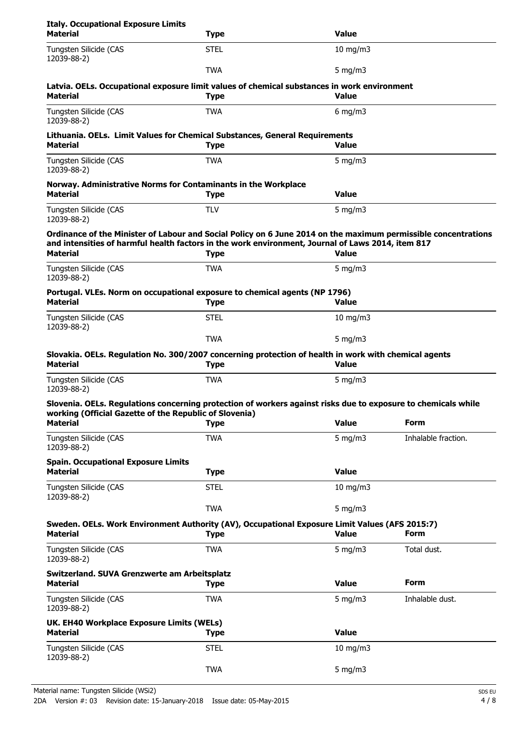**Italy. Occupational Exposure Limits**

| Material | Type | Value |
|---|---|---|
| Tungsten Silicide (CAS 12039-88-2) | STEL | 10 mg/m3 |
| | TWA | 5 mg/m3 |

**Latvia. OELs. Occupational exposure limit values of chemical substances in work environment**

| Material | Type | Value |
|---|---|---|
| Tungsten Silicide (CAS 12039-88-2) | TWA | 6 mg/m3 |

**Lithuania. OELs. Limit Values for Chemical Substances, General Requirements**

| Material | Type | Value |
|---|---|---|
| Tungsten Silicide (CAS 12039-88-2) | TWA | 5 mg/m3 |

**Norway. Administrative Norms for Contaminants in the Workplace**

| Material | Type | Value |
|---|---|---|
| Tungsten Silicide (CAS 12039-88-2) | TLV | 5 mg/m3 |

**Ordinance of the Minister of Labour and Social Policy on 6 June 2014 on the maximum permissible concentrations and intensities of harmful health factors in the work environment, Journal of Laws 2014, item 817**

| Material | Type | Value |
|---|---|---|
| Tungsten Silicide (CAS 12039-88-2) | TWA | 5 mg/m3 |

**Portugal. VLEs. Norm on occupational exposure to chemical agents (NP 1796)**

| Material | Type | Value |
|---|---|---|
| Tungsten Silicide (CAS 12039-88-2) | STEL | 10 mg/m3 |
| | TWA | 5 mg/m3 |

**Slovakia. OELs. Regulation No. 300/2007 concerning protection of health in work with chemical agents**

| Material | Type | Value |
|---|---|---|
| Tungsten Silicide (CAS 12039-88-2) | TWA | 5 mg/m3 |

**Slovenia. OELs. Regulations concerning protection of workers against risks due to exposure to chemicals while working (Official Gazette of the Republic of Slovenia)**

| Material | Type | Value | Form |
|---|---|---|---|
| Tungsten Silicide (CAS 12039-88-2) | TWA | 5 mg/m3 | Inhalable fraction. |

**Spain. Occupational Exposure Limits**

| Material | Type | Value |
|---|---|---|
| Tungsten Silicide (CAS 12039-88-2) | STEL | 10 mg/m3 |
| | TWA | 5 mg/m3 |

**Sweden. OELs. Work Environment Authority (AV), Occupational Exposure Limit Values (AFS 2015:7)**

| Material | Type | Value | Form |
|---|---|---|---|
| Tungsten Silicide (CAS 12039-88-2) | TWA | 5 mg/m3 | Total dust. |

**Switzerland. SUVA Grenzwerte am Arbeitsplatz**

| Material | Type | Value | Form |
|---|---|---|---|
| Tungsten Silicide (CAS 12039-88-2) | TWA | 5 mg/m3 | Inhalable dust. |

**UK. EH40 Workplace Exposure Limits (WELs)**

| Material | Type | Value |
|---|---|---|
| Tungsten Silicide (CAS 12039-88-2) | STEL | 10 mg/m3 |
| | TWA | 5 mg/m3 |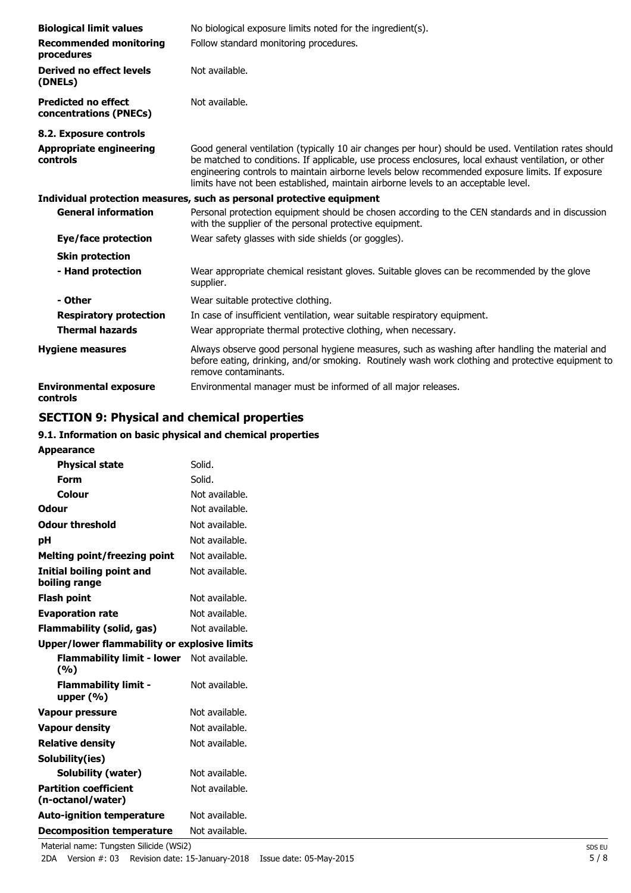| | |
|---|---|
| **Biological limit values** | No biological exposure limits noted for the ingredient(s). |
| **Recommended monitoring procedures** | Follow standard monitoring procedures. |
| **Derived no effect levels (DNELs)** | Not available. |
| **Predicted no effect concentrations (PNECs)** | Not available. |

**8.2. Exposure controls**

| | |
|---|---|
| **Appropriate engineering controls** | Good general ventilation (typically 10 air changes per hour) should be used. Ventilation rates should be matched to conditions. If applicable, use process enclosures, local exhaust ventilation, or other engineering controls to maintain airborne levels below recommended exposure limits. If exposure limits have not been established, maintain airborne levels to an acceptable level. |

**Individual protection measures, such as personal protective equipment**

| | |
|---|---|
| **General information** | Personal protection equipment should be chosen according to the CEN standards and in discussion with the supplier of the personal protective equipment. |
| **Eye/face protection** | Wear safety glasses with side shields (or goggles). |
| **Skin protection** | |
| **- Hand protection** | Wear appropriate chemical resistant gloves. Suitable gloves can be recommended by the glove supplier. |
| **- Other** | Wear suitable protective clothing. |
| **Respiratory protection** | In case of insufficient ventilation, wear suitable respiratory equipment. |
| **Thermal hazards** | Wear appropriate thermal protective clothing, when necessary. |
| **Hygiene measures** | Always observe good personal hygiene measures, such as washing after handling the material and before eating, drinking, and/or smoking. Routinely wash work clothing and protective equipment to remove contaminants. |
| **Environmental exposure controls** | Environmental manager must be informed of all major releases. |

## SECTION 9: Physical and chemical properties

### 9.1. Information on basic physical and chemical properties

| | |
|---|---|
| **Appearance** | |
| **Physical state** | Solid. |
| **Form** | Solid. |
| **Colour** | Not available. |
| **Odour** | Not available. |
| **Odour threshold** | Not available. |
| **pH** | Not available. |
| **Melting point/freezing point** | Not available. |
| **Initial boiling point and boiling range** | Not available. |
| **Flash point** | Not available. |
| **Evaporation rate** | Not available. |
| **Flammability (solid, gas)** | Not available. |
| **Upper/lower flammability or explosive limits** | |
| **Flammability limit - lower (%)** | Not available. |
| **Flammability limit - upper (%)** | Not available. |
| **Vapour pressure** | Not available. |
| **Vapour density** | Not available. |
| **Relative density** | Not available. |
| **Solubility(ies)** | |
| **Solubility (water)** | Not available. |
| **Partition coefficient (n-octanol/water)** | Not available. |
| **Auto-ignition temperature** | Not available. |
| **Decomposition temperature** | Not available. |

Material name: Tungsten Silicide ($WSi_2$)

2DA Version #: 03 Revision date: 15-January-2018 Issue date: 05-May-2015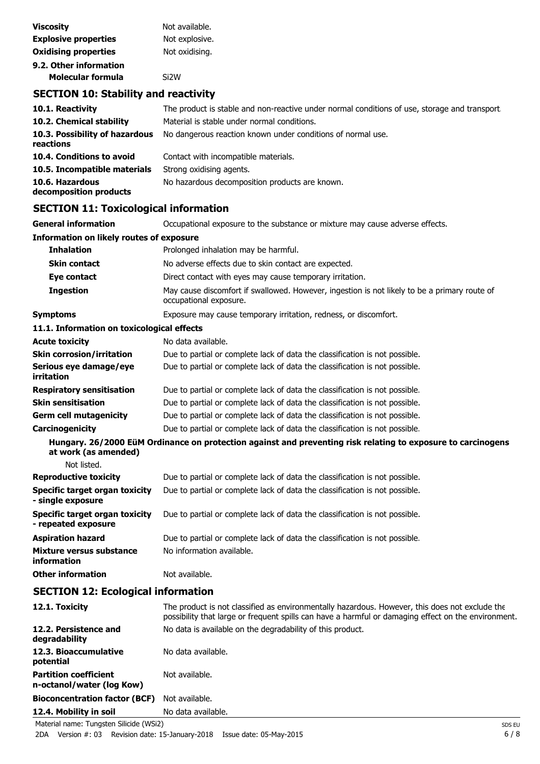| | |
|---|---|
| **Viscosity** | Not available. |
| **Explosive properties** | Not explosive. |
| **Oxidising properties** | Not oxidising. |

**9.2. Other information**

| | |
|---|---|
| **Molecular formula** | $Si_2W$ |

## SECTION 10: Stability and reactivity

| | |
|---|---|
| **10.1. Reactivity** | The product is stable and non-reactive under normal conditions of use, storage and transport. |
| **10.2. Chemical stability** | Material is stable under normal conditions. |
| **10.3. Possibility of hazardous reactions** | No dangerous reaction known under conditions of normal use. |
| **10.4. Conditions to avoid** | Contact with incompatible materials. |
| **10.5. Incompatible materials** | Strong oxidising agents. |
| **10.6. Hazardous decomposition products** | No hazardous decomposition products are known. |

## SECTION 11: Toxicological information

| | |
|---|---|
| **General information** | Occupational exposure to the substance or mixture may cause adverse effects. |

**Information on likely routes of exposure**

| | |
|---|---|
| **Inhalation** | Prolonged inhalation may be harmful. |
| **Skin contact** | No adverse effects due to skin contact are expected. |
| **Eye contact** | Direct contact with eyes may cause temporary irritation. |
| **Ingestion** | May cause discomfort if swallowed. However, ingestion is not likely to be a primary route of occupational exposure. |
| **Symptoms** | Exposure may cause temporary irritation, redness, or discomfort. |

**11.1. Information on toxicological effects**

| | |
|---|---|
| **Acute toxicity** | No data available. |
| **Skin corrosion/irritation** | Due to partial or complete lack of data the classification is not possible. |
| **Serious eye damage/eye irritation** | Due to partial or complete lack of data the classification is not possible. |
| **Respiratory sensitisation** | Due to partial or complete lack of data the classification is not possible. |
| **Skin sensitisation** | Due to partial or complete lack of data the classification is not possible. |
| **Germ cell mutagenicity** | Due to partial or complete lack of data the classification is not possible. |
| **Carcinogenicity** | Due to partial or complete lack of data the classification is not possible. |

**Hungary. 26/2000 EüM Ordinance on protection against and preventing risk relating to exposure to carcinogens at work (as amended)**

Not listed.

| | |
|---|---|
| **Reproductive toxicity** | Due to partial or complete lack of data the classification is not possible. |
| **Specific target organ toxicity - single exposure** | Due to partial or complete lack of data the classification is not possible. |
| **Specific target organ toxicity - repeated exposure** | Due to partial or complete lack of data the classification is not possible. |
| **Aspiration hazard** | Due to partial or complete lack of data the classification is not possible. |
| **Mixture versus substance information** | No information available. |
| **Other information** | Not available. |

## SECTION 12: Ecological information

| | |
|---|---|
| **12.1. Toxicity** | The product is not classified as environmentally hazardous. However, this does not exclude the possibility that large or frequent spills can have a harmful or damaging effect on the environment. |
| **12.2. Persistence and degradability** | No data is available on the degradability of this product. |
| **12.3. Bioaccumulative potential** | No data available. |
| **Partition coefficient n-octanol/water (log Kow)** | Not available. |
| **Bioconcentration factor (BCF)** | Not available. |
| **12.4. Mobility in soil** | No data available. |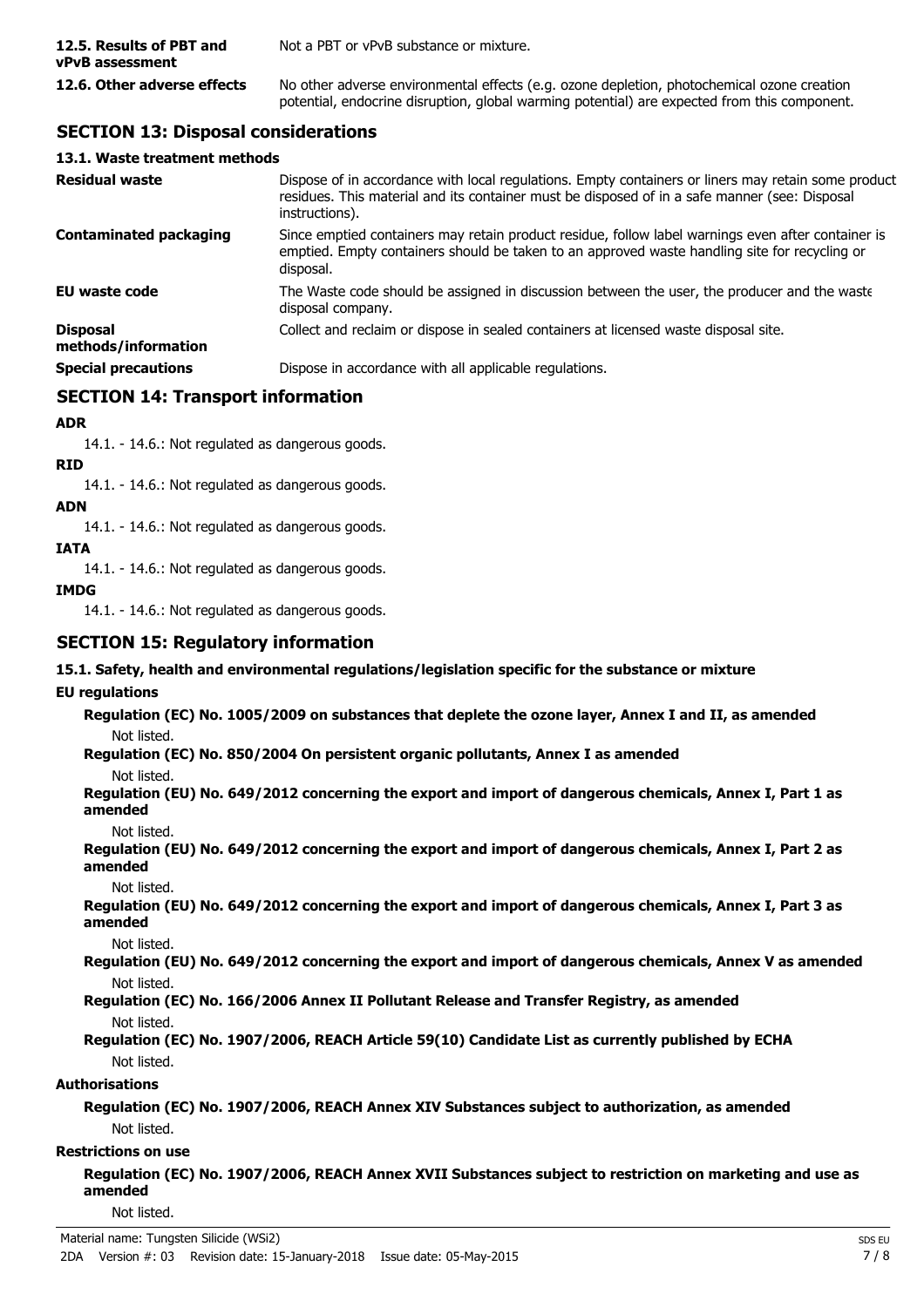| | |
|---|---|
| **12.5. Results of PBT and vPvB assessment** | Not a PBT or vPvB substance or mixture. |
| **12.6. Other adverse effects** | No other adverse environmental effects (e.g. ozone depletion, photochemical ozone creation potential, endocrine disruption, global warming potential) are expected from this component. |

## SECTION 13: Disposal considerations

### 13.1. Waste treatment methods

| | |
|---|---|
| **Residual waste** | Dispose of in accordance with local regulations. Empty containers or liners may retain some product residues. This material and its container must be disposed of in a safe manner (see: Disposal instructions). |
| **Contaminated packaging** | Since emptied containers may retain product residue, follow label warnings even after container is emptied. Empty containers should be taken to an approved waste handling site for recycling or disposal. |
| **EU waste code** | The Waste code should be assigned in discussion between the user, the producer and the waste disposal company. |
| **Disposal methods/information** | Collect and reclaim or dispose in sealed containers at licensed waste disposal site. |
| **Special precautions** | Dispose in accordance with all applicable regulations. |

## SECTION 14: Transport information

**ADR**

14.1. - 14.6.: Not regulated as dangerous goods.

**RID**

14.1. - 14.6.: Not regulated as dangerous goods.

**ADN**

14.1. - 14.6.: Not regulated as dangerous goods.

**IATA**

14.1. - 14.6.: Not regulated as dangerous goods.

**IMDG**

14.1. - 14.6.: Not regulated as dangerous goods.

## SECTION 15: Regulatory information

### 15.1. Safety, health and environmental regulations/legislation specific for the substance or mixture

**EU regulations**

**Regulation (EC) No. 1005/2009 on substances that deplete the ozone layer, Annex I and II, as amended**

Not listed.

**Regulation (EC) No. 850/2004 On persistent organic pollutants, Annex I as amended**

Not listed.

**Regulation (EU) No. 649/2012 concerning the export and import of dangerous chemicals, Annex I, Part 1 as amended**

Not listed.

**Regulation (EU) No. 649/2012 concerning the export and import of dangerous chemicals, Annex I, Part 2 as amended**

Not listed.

**Regulation (EU) No. 649/2012 concerning the export and import of dangerous chemicals, Annex I, Part 3 as amended**

Not listed.

**Regulation (EU) No. 649/2012 concerning the export and import of dangerous chemicals, Annex V as amended**

Not listed.

**Regulation (EC) No. 166/2006 Annex II Pollutant Release and Transfer Registry, as amended**

Not listed.

**Regulation (EC) No. 1907/2006, REACH Article 59(10) Candidate List as currently published by ECHA**

Not listed.

**Authorisations**

**Regulation (EC) No. 1907/2006, REACH Annex XIV Substances subject to authorization, as amended**

Not listed.

**Restrictions on use**

**Regulation (EC) No. 1907/2006, REACH Annex XVII Substances subject to restriction on marketing and use as amended**

Not listed.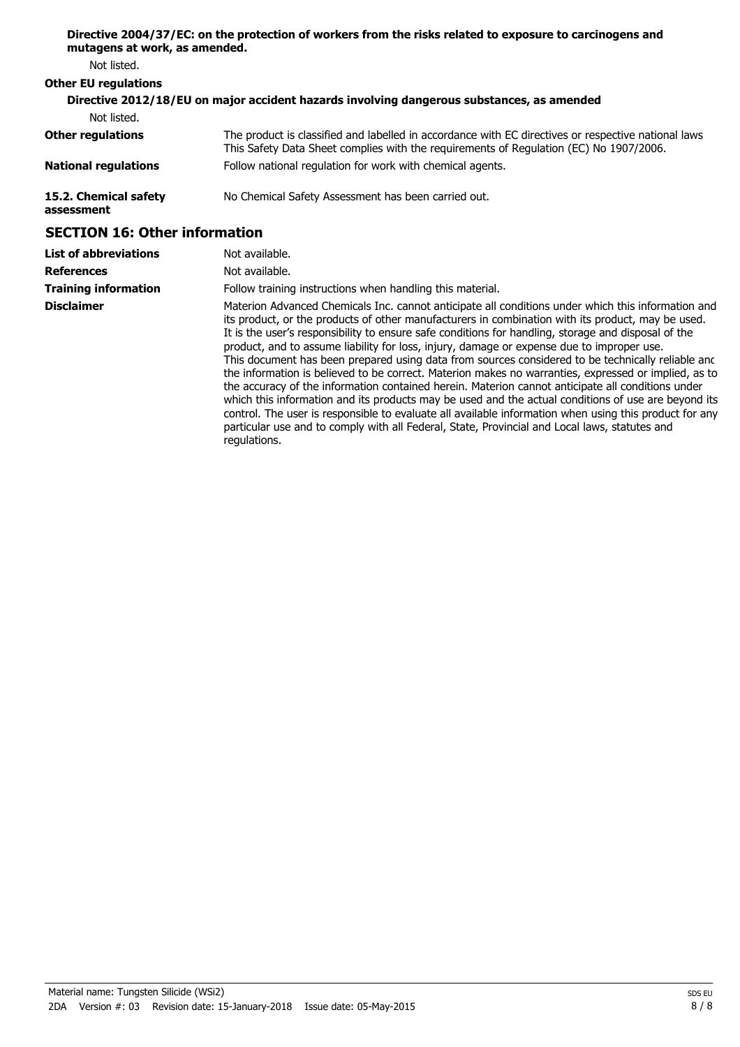**Directive 2004/37/EC: on the protection of workers from the risks related to exposure to carcinogens and mutagens at work, as amended.**

Not listed.

**Other EU regulations**

**Directive 2012/18/EU on major accident hazards involving dangerous substances, as amended**

Not listed.

| | |
|---|---|
| **Other regulations** | The product is classified and labelled in accordance with EC directives or respective national laws This Safety Data Sheet complies with the requirements of Regulation (EC) No 1907/2006. |
| **National regulations** | Follow national regulation for work with chemical agents. |
| **15.2. Chemical safety assessment** | No Chemical Safety Assessment has been carried out. |

## SECTION 16: Other information

| | |
|---|---|
| **List of abbreviations** | Not available. |
| **References** | Not available. |
| **Training information** | Follow training instructions when handling this material. |
| **Disclaimer** | Materion Advanced Chemicals Inc. cannot anticipate all conditions under which this information and its product, or the products of other manufacturers in combination with its product, may be used. It is the user's responsibility to ensure safe conditions for handling, storage and disposal of the product, and to assume liability for loss, injury, damage or expense due to improper use. This document has been prepared using data from sources considered to be technically reliable and the information is believed to be correct. Materion makes no warranties, expressed or implied, as to the accuracy of the information contained herein. Materion cannot anticipate all conditions under which this information and its products may be used and the actual conditions of use are beyond its control. The user is responsible to evaluate all available information when using this product for any particular use and to comply with all Federal, State, Provincial and Local laws, statutes and regulations. |